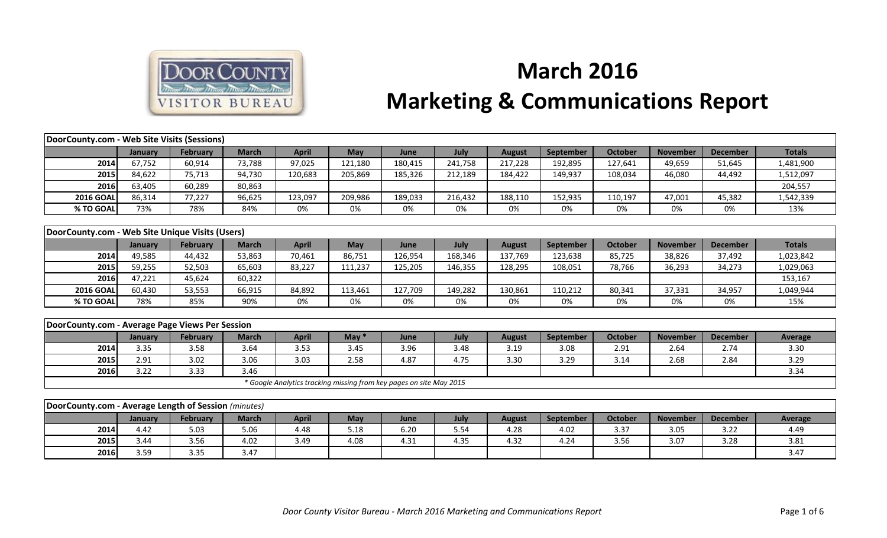# March 2016
# Marketing & Communications Report

| DoorCounty.com - Web Site Visits (Sessions) | | | | | | | | | | | | | |
|---|---|---|---|---|---|---|---|---|---|---|---|---|---|
| | January | February | March | April | May | June | July | August | September | October | November | December | Totals |
| 2014 | 67,752 | 60,914 | 73,788 | 97,025 | 121,180 | 180,415 | 241,758 | 217,228 | 192,895 | 127,641 | 49,659 | 51,645 | 1,481,900 |
| 2015 | 84,622 | 75,713 | 94,730 | 120,683 | 205,869 | 185,326 | 212,189 | 184,422 | 149,937 | 108,034 | 46,080 | 44,492 | 1,512,097 |
| 2016 | 63,405 | 60,289 | 80,863 | | | | | | | | | | 204,557 |
| 2016 GOAL | 86,314 | 77,227 | 96,625 | 123,097 | 209,986 | 189,033 | 216,432 | 188,110 | 152,935 | 110,197 | 47,001 | 45,382 | 1,542,339 |
| % TO GOAL | 73% | 78% | 84% | 0% | 0% | 0% | 0% | 0% | 0% | 0% | 0% | 0% | 13% |

| DoorCounty.com - Web Site Unique Visits (Users) | | | | | | | | | | | | | |
|---|---|---|---|---|---|---|---|---|---|---|---|---|---|
| | January | February | March | April | May | June | July | August | September | October | November | December | Totals |
| 2014 | 49,585 | 44,432 | 53,863 | 70,461 | 86,751 | 126,954 | 168,346 | 137,769 | 123,638 | 85,725 | 38,826 | 37,492 | 1,023,842 |
| 2015 | 59,255 | 52,503 | 65,603 | 83,227 | 111,237 | 125,205 | 146,355 | 128,295 | 108,051 | 78,766 | 36,293 | 34,273 | 1,029,063 |
| 2016 | 47,221 | 45,624 | 60,322 | | | | | | | | | | 153,167 |
| 2016 GOAL | 60,430 | 53,553 | 66,915 | 84,892 | 113,461 | 127,709 | 149,282 | 130,861 | 110,212 | 80,341 | 37,331 | 34,957 | 1,049,944 |
| % TO GOAL | 78% | 85% | 90% | 0% | 0% | 0% | 0% | 0% | 0% | 0% | 0% | 0% | 15% |

| DoorCounty.com - Average Page Views Per Session | | | | | | | | | | | | | |
|---|---|---|---|---|---|---|---|---|---|---|---|---|---|
| | January | February | March | April | May * | June | July | August | September | October | November | December | Average |
| 2014 | 3.35 | 3.58 | 3.64 | 3.53 | 3.45 | 3.96 | 3.48 | 3.19 | 3.08 | 2.91 | 2.64 | 2.74 | 3.30 |
| 2015 | 2.91 | 3.02 | 3.06 | 3.03 | 2.58 | 4.87 | 4.75 | 3.30 | 3.29 | 3.14 | 2.68 | 2.84 | 3.29 |
| 2016 | 3.22 | 3.33 | 3.46 | | | | | | | | | | 3.34 |

*\* Google Analytics tracking missing from key pages on site May 2015*

| DoorCounty.com - Average Length of Session *(minutes)* | | | | | | | | | | | | | |
|---|---|---|---|---|---|---|---|---|---|---|---|---|---|
| | January | February | March | April | May | June | July | August | September | October | November | December | Average |
| 2014 | 4.42 | 5.03 | 5.06 | 4.48 | 5.18 | 6.20 | 5.54 | 4.28 | 4.02 | 3.37 | 3.05 | 3.22 | 4.49 |
| 2015 | 3.44 | 3.56 | 4.02 | 3.49 | 4.08 | 4.31 | 4.35 | 4.32 | 4.24 | 3.56 | 3.07 | 3.28 | 3.81 |
| 2016 | 3.59 | 3.35 | 3.47 | | | | | | | | | | 3.47 |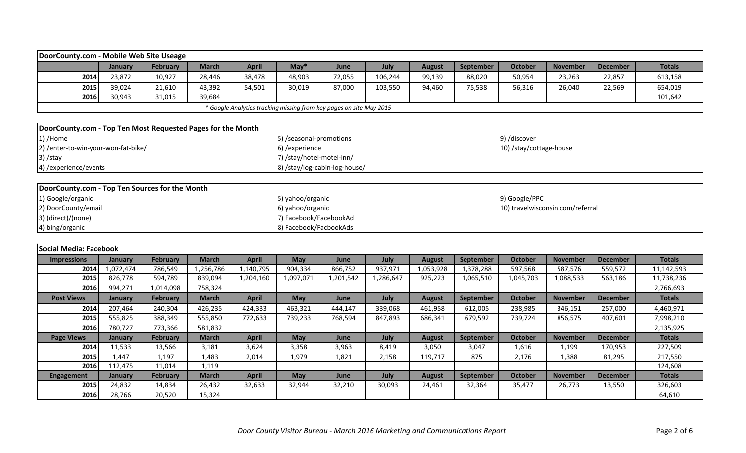## DoorCounty.com - Mobile Web Site Useage

| | January | February | March | April | May* | June | July | August | September | October | November | December | Totals |
|---|---|---|---|---|---|---|---|---|---|---|---|---|---|
| 2014 | 23,872 | 10,927 | 28,446 | 38,478 | 48,903 | 72,055 | 106,244 | 99,139 | 88,020 | 50,954 | 23,263 | 22,857 | 613,158 |
| 2015 | 39,024 | 21,610 | 43,392 | 54,501 | 30,019 | 87,000 | 103,550 | 94,460 | 75,538 | 56,316 | 26,040 | 22,569 | 654,019 |
| 2016 | 30,943 | 31,015 | 39,684 | | | | | | | | | | 101,642 |

*\* Google Analytics tracking missing from key pages on site May 2015*

## DoorCounty.com - Top Ten Most Requested Pages for the Month

1) /Home
2) /enter-to-win-your-won-fat-bike/
3) /stay
4) /experience/events
5) /seasonal-promotions
6) /experience
7) /stay/hotel-motel-inn/
8) /stay/log-cabin-log-house/
9) /discover
10) /stay/cottage-house

## DoorCounty.com - Top Ten Sources for the Month

1) Google/organic
2) DoorCounty/email
3) (direct)/(none)
4) bing/organic
5) yahoo/organic
6) yahoo/organic
7) Facebook/FacebookAd
8) Facebook/FacbookAds
9) Google/PPC
10) travelwisconsin.com/referral

## Social Media: Facebook

| Impressions | January | February | March | April | May | June | July | August | September | October | November | December | Totals |
|---|---|---|---|---|---|---|---|---|---|---|---|---|---|
| 2014 | 1,072,474 | 786,549 | 1,256,786 | 1,140,795 | 904,334 | 866,752 | 937,971 | 1,053,928 | 1,378,288 | 597,568 | 587,576 | 559,572 | 11,142,593 |
| 2015 | 826,778 | 594,789 | 839,094 | 1,204,160 | 1,097,071 | 1,201,542 | 1,286,647 | 925,223 | 1,065,510 | 1,045,703 | 1,088,533 | 563,186 | 11,738,236 |
| 2016 | 994,271 | 1,014,098 | 758,324 | | | | | | | | | | 2,766,693 |
| **Post Views** | **January** | **February** | **March** | **April** | **May** | **June** | **July** | **August** | **September** | **October** | **November** | **December** | **Totals** |
| 2014 | 207,464 | 240,304 | 426,235 | 424,333 | 463,321 | 444,147 | 339,068 | 461,958 | 612,005 | 238,985 | 346,151 | 257,000 | 4,460,971 |
| 2015 | 555,825 | 388,349 | 555,850 | 772,633 | 739,233 | 768,594 | 847,893 | 686,341 | 679,592 | 739,724 | 856,575 | 407,601 | 7,998,210 |
| 2016 | 780,727 | 773,366 | 581,832 | | | | | | | | | | 2,135,925 |
| **Page Views** | **January** | **February** | **March** | **April** | **May** | **June** | **July** | **August** | **September** | **October** | **November** | **December** | **Totals** |
| 2014 | 11,533 | 13,566 | 3,181 | 3,624 | 3,358 | 3,963 | 8,419 | 3,050 | 3,047 | 1,616 | 1,199 | 170,953 | 227,509 |
| 2015 | 1,447 | 1,197 | 1,483 | 2,014 | 1,979 | 1,821 | 2,158 | 119,717 | 875 | 2,176 | 1,388 | 81,295 | 217,550 |
| 2016 | 112,475 | 11,014 | 1,119 | | | | | | | | | | 124,608 |
| **Engagement** | **January** | **February** | **March** | **April** | **May** | **June** | **July** | **August** | **September** | **October** | **November** | **December** | **Totals** |
| 2015 | 24,832 | 14,834 | 26,432 | 32,633 | 32,944 | 32,210 | 30,093 | 24,461 | 32,364 | 35,477 | 26,773 | 13,550 | 326,603 |
| 2016 | 28,766 | 20,520 | 15,324 | | | | | | | | | | 64,610 |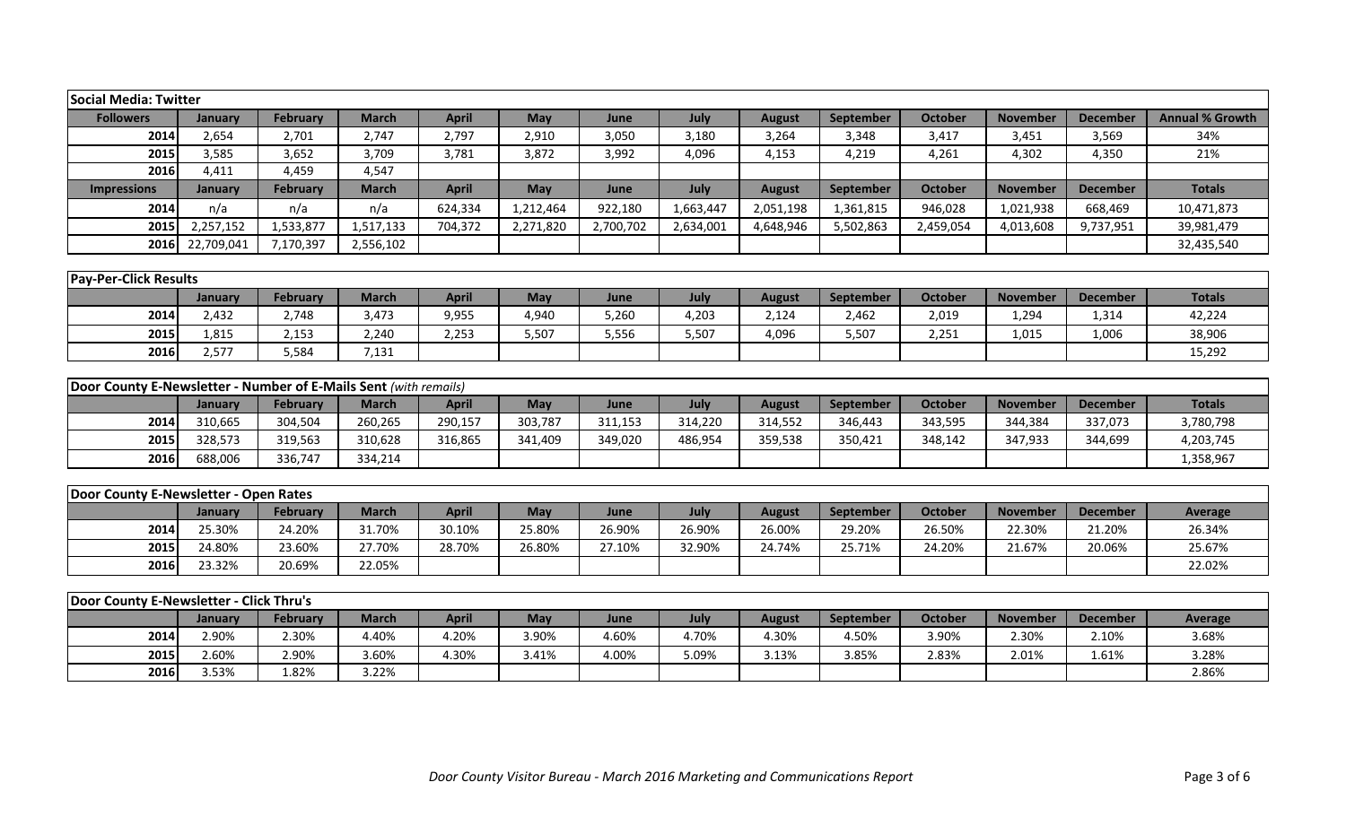| Social Media: Twitter | | | | | | | | | | | | | |
|---|---|---|---|---|---|---|---|---|---|---|---|---|---|
| **Followers** | **January** | **February** | **March** | **April** | **May** | **June** | **July** | **August** | **September** | **October** | **November** | **December** | **Annual % Growth** |
| 2014 | 2,654 | 2,701 | 2,747 | 2,797 | 2,910 | 3,050 | 3,180 | 3,264 | 3,348 | 3,417 | 3,451 | 3,569 | 34% |
| 2015 | 3,585 | 3,652 | 3,709 | 3,781 | 3,872 | 3,992 | 4,096 | 4,153 | 4,219 | 4,261 | 4,302 | 4,350 | 21% |
| 2016 | 4,411 | 4,459 | 4,547 | | | | | | | | | | |
| **Impressions** | **January** | **February** | **March** | **April** | **May** | **June** | **July** | **August** | **September** | **October** | **November** | **December** | **Totals** |
| 2014 | n/a | n/a | n/a | 624,334 | 1,212,464 | 922,180 | 1,663,447 | 2,051,198 | 1,361,815 | 946,028 | 1,021,938 | 668,469 | 10,471,873 |
| 2015 | 2,257,152 | 1,533,877 | 1,517,133 | 704,372 | 2,271,820 | 2,700,702 | 2,634,001 | 4,648,946 | 5,502,863 | 2,459,054 | 4,013,608 | 9,737,951 | 39,981,479 |
| 2016 | 22,709,041 | 7,170,397 | 2,556,102 | | | | | | | | | | 32,435,540 |

| Pay-Per-Click Results | | | | | | | | | | | | | |
|---|---|---|---|---|---|---|---|---|---|---|---|---|---|
| | **January** | **February** | **March** | **April** | **May** | **June** | **July** | **August** | **September** | **October** | **November** | **December** | **Totals** |
| 2014 | 2,432 | 2,748 | 3,473 | 9,955 | 4,940 | 5,260 | 4,203 | 2,124 | 2,462 | 2,019 | 1,294 | 1,314 | 42,224 |
| 2015 | 1,815 | 2,153 | 2,240 | 2,253 | 5,507 | 5,556 | 5,507 | 4,096 | 5,507 | 2,251 | 1,015 | 1,006 | 38,906 |
| 2016 | 2,577 | 5,584 | 7,131 | | | | | | | | | | 15,292 |

| Door County E-Newsletter - Number of E-Mails Sent *(with remails)* | | | | | | | | | | | | | |
|---|---|---|---|---|---|---|---|---|---|---|---|---|---|
| | **January** | **February** | **March** | **April** | **May** | **June** | **July** | **August** | **September** | **October** | **November** | **December** | **Totals** |
| 2014 | 310,665 | 304,504 | 260,265 | 290,157 | 303,787 | 311,153 | 314,220 | 314,552 | 346,443 | 343,595 | 344,384 | 337,073 | 3,780,798 |
| 2015 | 328,573 | 319,563 | 310,628 | 316,865 | 341,409 | 349,020 | 486,954 | 359,538 | 350,421 | 348,142 | 347,933 | 344,699 | 4,203,745 |
| 2016 | 688,006 | 336,747 | 334,214 | | | | | | | | | | 1,358,967 |

| Door County E-Newsletter - Open Rates | | | | | | | | | | | | | |
|---|---|---|---|---|---|---|---|---|---|---|---|---|---|
| | **January** | **February** | **March** | **April** | **May** | **June** | **July** | **August** | **September** | **October** | **November** | **December** | **Average** |
| 2014 | 25.30% | 24.20% | 31.70% | 30.10% | 25.80% | 26.90% | 26.90% | 26.00% | 29.20% | 26.50% | 22.30% | 21.20% | 26.34% |
| 2015 | 24.80% | 23.60% | 27.70% | 28.70% | 26.80% | 27.10% | 32.90% | 24.74% | 25.71% | 24.20% | 21.67% | 20.06% | 25.67% |
| 2016 | 23.32% | 20.69% | 22.05% | | | | | | | | | | 22.02% |

| Door County E-Newsletter - Click Thru's | | | | | | | | | | | | | |
|---|---|---|---|---|---|---|---|---|---|---|---|---|---|
| | **January** | **February** | **March** | **April** | **May** | **June** | **July** | **August** | **September** | **October** | **November** | **December** | **Average** |
| 2014 | 2.90% | 2.30% | 4.40% | 4.20% | 3.90% | 4.60% | 4.70% | 4.30% | 4.50% | 3.90% | 2.30% | 2.10% | 3.68% |
| 2015 | 2.60% | 2.90% | 3.60% | 4.30% | 3.41% | 4.00% | 5.09% | 3.13% | 3.85% | 2.83% | 2.01% | 1.61% | 3.28% |
| 2016 | 3.53% | 1.82% | 3.22% | | | | | | | | | | 2.86% |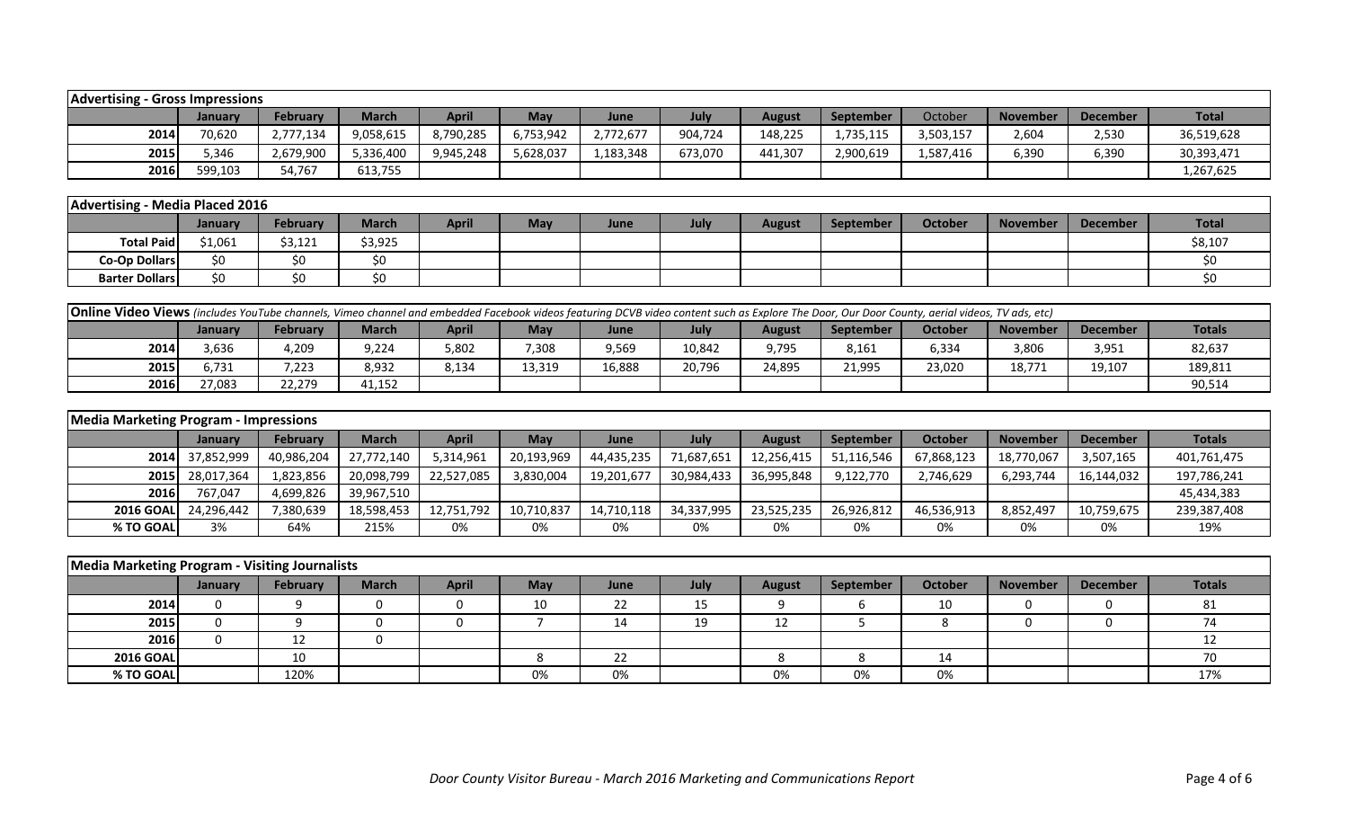| **Advertising - Gross Impressions** | | | | | | | | | | | | | |
|---|---|---|---|---|---|---|---|---|---|---|---|---|---|
| | **January** | **February** | **March** | **April** | **May** | **June** | **July** | **August** | **September** | October | **November** | **December** | **Total** |
| **2014** | 70,620 | 2,777,134 | 9,058,615 | 8,790,285 | 6,753,942 | 2,772,677 | 904,724 | 148,225 | 1,735,115 | 3,503,157 | 2,604 | 2,530 | 36,519,628 |
| **2015** | 5,346 | 2,679,900 | 5,336,400 | 9,945,248 | 5,628,037 | 1,183,348 | 673,070 | 441,307 | 2,900,619 | 1,587,416 | 6,390 | 6,390 | 30,393,471 |
| **2016** | 599,103 | 54,767 | 613,755 | | | | | | | | | | 1,267,625 |

| **Advertising - Media Placed 2016** | | | | | | | | | | | | | |
|---|---|---|---|---|---|---|---|---|---|---|---|---|---|
| | **January** | **February** | **March** | **April** | **May** | **June** | **July** | **August** | **September** | **October** | **November** | **December** | **Total** |
| **Total Paid** | $1,061 | $3,121 | $3,925 | | | | | | | | | | $8,107 |
| **Co-Op Dollars** | $0 | $0 | $0 | | | | | | | | | | $0 |
| **Barter Dollars** | $0 | $0 | $0 | | | | | | | | | | $0 |

| **Online Video Views** *(includes YouTube channels, Vimeo channel and embedded Facebook videos featuring DCVB video content such as Explore The Door, Our Door County, aerial videos, TV ads, etc)* | | | | | | | | | | | | | |
|---|---|---|---|---|---|---|---|---|---|---|---|---|---|
| | **January** | **February** | **March** | **April** | **May** | **June** | **July** | **August** | **September** | **October** | **November** | **December** | **Totals** |
| **2014** | 3,636 | 4,209 | 9,224 | 5,802 | 7,308 | 9,569 | 10,842 | 9,795 | 8,161 | 6,334 | 3,806 | 3,951 | 82,637 |
| **2015** | 6,731 | 7,223 | 8,932 | 8,134 | 13,319 | 16,888 | 20,796 | 24,895 | 21,995 | 23,020 | 18,771 | 19,107 | 189,811 |
| **2016** | 27,083 | 22,279 | 41,152 | | | | | | | | | | 90,514 |

| **Media Marketing Program - Impressions** | | | | | | | | | | | | | |
|---|---|---|---|---|---|---|---|---|---|---|---|---|---|
| | **January** | **February** | **March** | **April** | **May** | **June** | **July** | **August** | **September** | **October** | **November** | **December** | **Totals** |
| **2014** | 37,852,999 | 40,986,204 | 27,772,140 | 5,314,961 | 20,193,969 | 44,435,235 | 71,687,651 | 12,256,415 | 51,116,546 | 67,868,123 | 18,770,067 | 3,507,165 | 401,761,475 |
| **2015** | 28,017,364 | 1,823,856 | 20,098,799 | 22,527,085 | 3,830,004 | 19,201,677 | 30,984,433 | 36,995,848 | 9,122,770 | 2,746,629 | 6,293,744 | 16,144,032 | 197,786,241 |
| **2016** | 767,047 | 4,699,826 | 39,967,510 | | | | | | | | | | 45,434,383 |
| **2016 GOAL** | 24,296,442 | 7,380,639 | 18,598,453 | 12,751,792 | 10,710,837 | 14,710,118 | 34,337,995 | 23,525,235 | 26,926,812 | 46,536,913 | 8,852,497 | 10,759,675 | 239,387,408 |
| **% TO GOAL** | 3% | 64% | 215% | 0% | 0% | 0% | 0% | 0% | 0% | 0% | 0% | 0% | 19% |

| **Media Marketing Program - Visiting Journalists** | | | | | | | | | | | | | |
|---|---|---|---|---|---|---|---|---|---|---|---|---|---|
| | **January** | **February** | **March** | **April** | **May** | **June** | **July** | **August** | **September** | **October** | **November** | **December** | **Totals** |
| **2014** | 0 | 9 | 0 | 0 | 10 | 22 | 15 | 9 | 6 | 10 | 0 | 0 | 81 |
| **2015** | 0 | 9 | 0 | 0 | 7 | 14 | 19 | 12 | 5 | 8 | 0 | 0 | 74 |
| **2016** | 0 | 12 | 0 | | | | | | | | | | 12 |
| **2016 GOAL** | | 10 | | | 8 | 22 | | 8 | 8 | 14 | | | 70 |
| **% TO GOAL** | | 120% | | | 0% | 0% | | 0% | 0% | 0% | | | 17% |

*Door County Visitor Bureau - March 2016 Marketing and Communications Report*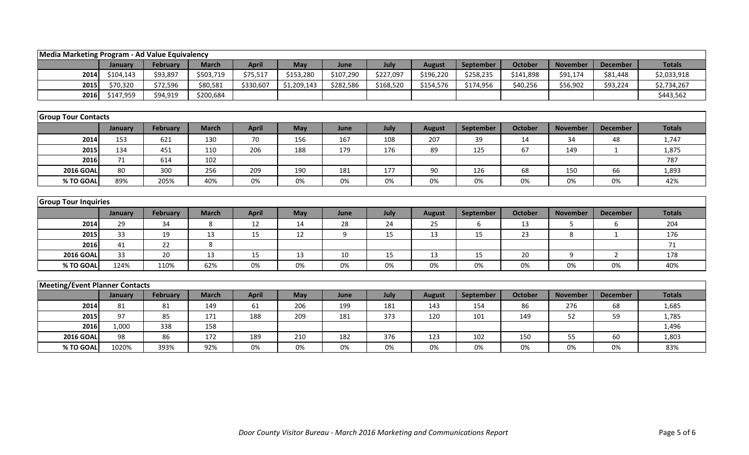| Media Marketing Program - Ad Value Equivalency | | | | | | | | | | | | | |
|---|---|---|---|---|---|---|---|---|---|---|---|---|---|
| | January | February | March | April | May | June | July | August | September | October | November | December | Totals |
| 2014 | $104,143 | $93,897 | $503,719 | $75,517 | $153,280 | $107,290 | $227,097 | $196,220 | $258,235 | $141,898 | $91,174 | $81,448 | $2,033,918 |
| 2015 | $70,320 | $72,596 | $80,581 | $330,607 | $1,209,143 | $282,586 | $168,520 | $154,576 | $174,956 | $40,256 | $56,902 | $93,224 | $2,734,267 |
| 2016 | $147,959 | $94,919 | $200,684 | | | | | | | | | | $443,562 |

| Group Tour Contacts | | | | | | | | | | | | | |
|---|---|---|---|---|---|---|---|---|---|---|---|---|---|
| | January | February | March | April | May | June | July | August | September | October | November | December | Totals |
| 2014 | 153 | 621 | 130 | 70 | 156 | 167 | 108 | 207 | 39 | 14 | 34 | 48 | 1,747 |
| 2015 | 134 | 451 | 110 | 206 | 188 | 179 | 176 | 89 | 125 | 67 | 149 | 1 | 1,875 |
| 2016 | 71 | 614 | 102 | | | | | | | | | | 787 |
| 2016 GOAL | 80 | 300 | 256 | 209 | 190 | 181 | 177 | 90 | 126 | 68 | 150 | 66 | 1,893 |
| % TO GOAL | 89% | 205% | 40% | 0% | 0% | 0% | 0% | 0% | 0% | 0% | 0% | 0% | 42% |

| Group Tour Inquiries | | | | | | | | | | | | | |
|---|---|---|---|---|---|---|---|---|---|---|---|---|---|
| | January | February | March | April | May | June | July | August | September | October | November | December | Totals |
| 2014 | 29 | 34 | 8 | 12 | 14 | 28 | 24 | 25 | 6 | 13 | 5 | 6 | 204 |
| 2015 | 33 | 19 | 13 | 15 | 12 | 9 | 15 | 13 | 15 | 23 | 8 | 1 | 176 |
| 2016 | 41 | 22 | 8 | | | | | | | | | | 71 |
| 2016 GOAL | 33 | 20 | 13 | 15 | 13 | 10 | 15 | 13 | 15 | 20 | 9 | 2 | 178 |
| % TO GOAL | 124% | 110% | 62% | 0% | 0% | 0% | 0% | 0% | 0% | 0% | 0% | 0% | 40% |

| Meeting/Event Planner Contacts | | | | | | | | | | | | | |
|---|---|---|---|---|---|---|---|---|---|---|---|---|---|
| | January | February | March | April | May | June | July | August | September | October | November | December | Totals |
| 2014 | 81 | 81 | 149 | 61 | 206 | 199 | 181 | 143 | 154 | 86 | 276 | 68 | 1,685 |
| 2015 | 97 | 85 | 171 | 188 | 209 | 181 | 373 | 120 | 101 | 149 | 52 | 59 | 1,785 |
| 2016 | 1,000 | 338 | 158 | | | | | | | | | | 1,496 |
| 2016 GOAL | 98 | 86 | 172 | 189 | 210 | 182 | 376 | 123 | 102 | 150 | 55 | 60 | 1,803 |
| % TO GOAL | 1020% | 393% | 92% | 0% | 0% | 0% | 0% | 0% | 0% | 0% | 0% | 0% | 83% |

*Door County Visitor Bureau - March 2016 Marketing and Communications Report*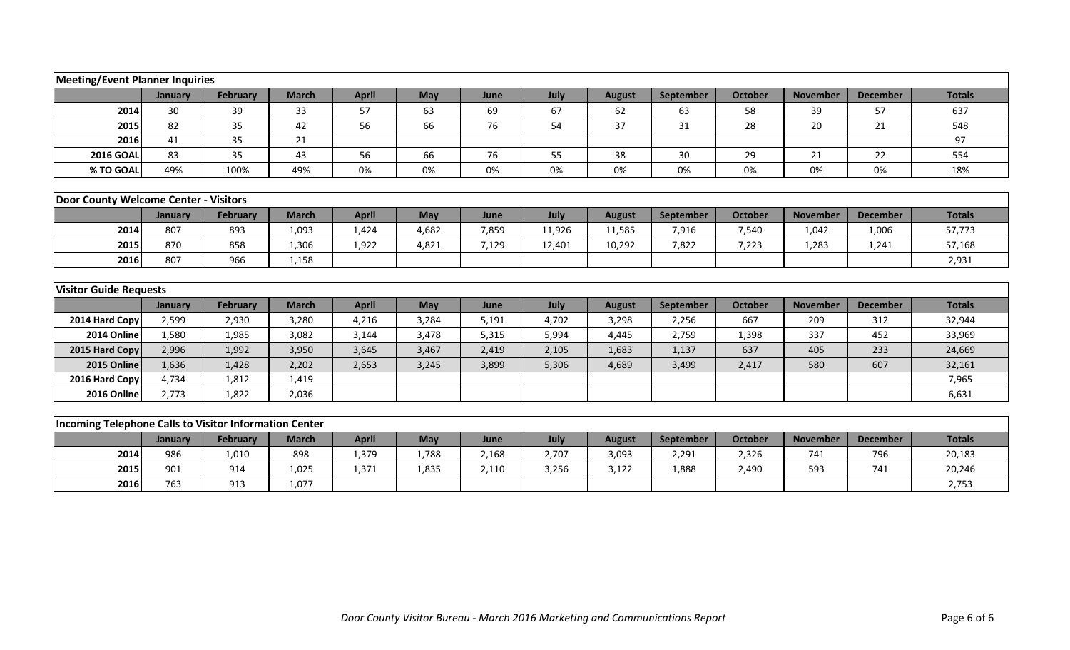## Meeting/Event Planner Inquiries

| | January | February | March | April | May | June | July | August | September | October | November | December | Totals |
|---|---|---|---|---|---|---|---|---|---|---|---|---|---|
| 2014 | 30 | 39 | 33 | 57 | 63 | 69 | 67 | 62 | 63 | 58 | 39 | 57 | 637 |
| 2015 | 82 | 35 | 42 | 56 | 66 | 76 | 54 | 37 | 31 | 28 | 20 | 21 | 548 |
| 2016 | 41 | 35 | 21 | | | | | | | | | | 97 |
| 2016 GOAL | 83 | 35 | 43 | 56 | 66 | 76 | 55 | 38 | 30 | 29 | 21 | 22 | 554 |
| % TO GOAL | 49% | 100% | 49% | 0% | 0% | 0% | 0% | 0% | 0% | 0% | 0% | 0% | 18% |

## Door County Welcome Center - Visitors

| | January | February | March | April | May | June | July | August | September | October | November | December | Totals |
|---|---|---|---|---|---|---|---|---|---|---|---|---|---|
| 2014 | 807 | 893 | 1,093 | 1,424 | 4,682 | 7,859 | 11,926 | 11,585 | 7,916 | 7,540 | 1,042 | 1,006 | 57,773 |
| 2015 | 870 | 858 | 1,306 | 1,922 | 4,821 | 7,129 | 12,401 | 10,292 | 7,822 | 7,223 | 1,283 | 1,241 | 57,168 |
| 2016 | 807 | 966 | 1,158 | | | | | | | | | | 2,931 |

## Visitor Guide Requests

| | January | February | March | April | May | June | July | August | September | October | November | December | Totals |
|---|---|---|---|---|---|---|---|---|---|---|---|---|---|
| 2014 Hard Copy | 2,599 | 2,930 | 3,280 | 4,216 | 3,284 | 5,191 | 4,702 | 3,298 | 2,256 | 667 | 209 | 312 | 32,944 |
| 2014 Online | 1,580 | 1,985 | 3,082 | 3,144 | 3,478 | 5,315 | 5,994 | 4,445 | 2,759 | 1,398 | 337 | 452 | 33,969 |
| 2015 Hard Copy | 2,996 | 1,992 | 3,950 | 3,645 | 3,467 | 2,419 | 2,105 | 1,683 | 1,137 | 637 | 405 | 233 | 24,669 |
| 2015 Online | 1,636 | 1,428 | 2,202 | 2,653 | 3,245 | 3,899 | 5,306 | 4,689 | 3,499 | 2,417 | 580 | 607 | 32,161 |
| 2016 Hard Copy | 4,734 | 1,812 | 1,419 | | | | | | | | | | 7,965 |
| 2016 Online | 2,773 | 1,822 | 2,036 | | | | | | | | | | 6,631 |

## Incoming Telephone Calls to Visitor Information Center

| | January | February | March | April | May | June | July | August | September | October | November | December | Totals |
|---|---|---|---|---|---|---|---|---|---|---|---|---|---|
| 2014 | 986 | 1,010 | 898 | 1,379 | 1,788 | 2,168 | 2,707 | 3,093 | 2,291 | 2,326 | 741 | 796 | 20,183 |
| 2015 | 901 | 914 | 1,025 | 1,371 | 1,835 | 2,110 | 3,256 | 3,122 | 1,888 | 2,490 | 593 | 741 | 20,246 |
| 2016 | 763 | 913 | 1,077 | | | | | | | | | | 2,753 |